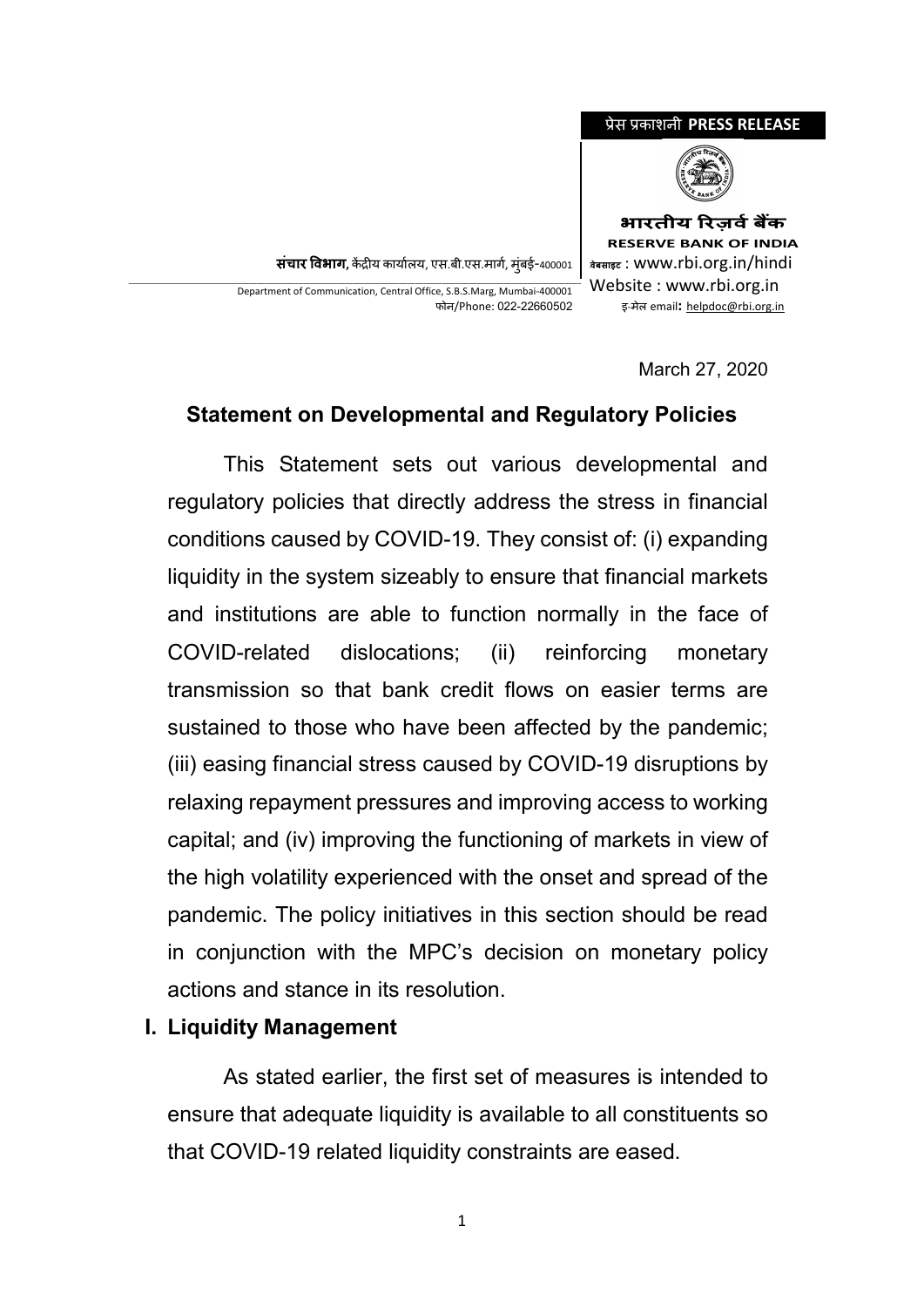प्रेस प्रकाशनी **PRESS RELEASE**

**भारतीय रिज़र्व बैंक**
**RESERVE BANK OF INDIA**

**संचार विभाग**, केंद्रीय कार्यालय, एस.बी.एस.मार्ग, मुंबई-400001

Department of Communication, Central Office, S.B.S.Marg, Mumbai-400001

फोन/Phone: 022-22660502

वेबसाइट : www.rbi.org.in/hindi

Website : www.rbi.org.in

इ-मेल email: helpdoc@rbi.org.in

March 27, 2020

## Statement on Developmental and Regulatory Policies

This Statement sets out various developmental and regulatory policies that directly address the stress in financial conditions caused by COVID-19. They consist of: (i) expanding liquidity in the system sizeably to ensure that financial markets and institutions are able to function normally in the face of COVID-related dislocations; (ii) reinforcing monetary transmission so that bank credit flows on easier terms are sustained to those who have been affected by the pandemic; (iii) easing financial stress caused by COVID-19 disruptions by relaxing repayment pressures and improving access to working capital; and (iv) improving the functioning of markets in view of the high volatility experienced with the onset and spread of the pandemic. The policy initiatives in this section should be read in conjunction with the MPC's decision on monetary policy actions and stance in its resolution.

### I. Liquidity Management

As stated earlier, the first set of measures is intended to ensure that adequate liquidity is available to all constituents so that COVID-19 related liquidity constraints are eased.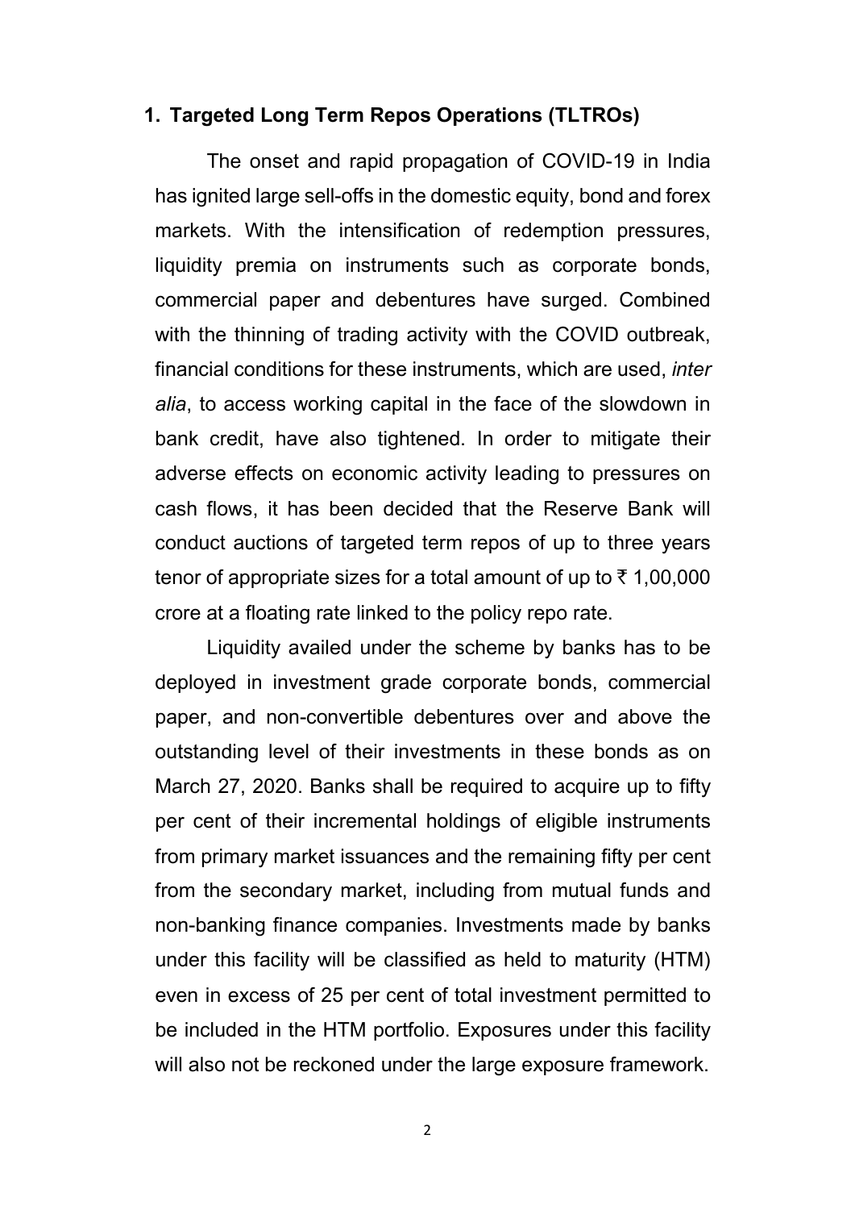## 1. Targeted Long Term Repos Operations (TLTROs)

The onset and rapid propagation of COVID-19 in India has ignited large sell-offs in the domestic equity, bond and forex markets. With the intensification of redemption pressures, liquidity premia on instruments such as corporate bonds, commercial paper and debentures have surged. Combined with the thinning of trading activity with the COVID outbreak, financial conditions for these instruments, which are used, *inter alia*, to access working capital in the face of the slowdown in bank credit, have also tightened. In order to mitigate their adverse effects on economic activity leading to pressures on cash flows, it has been decided that the Reserve Bank will conduct auctions of targeted term repos of up to three years tenor of appropriate sizes for a total amount of up to ₹ 1,00,000 crore at a floating rate linked to the policy repo rate.

Liquidity availed under the scheme by banks has to be deployed in investment grade corporate bonds, commercial paper, and non-convertible debentures over and above the outstanding level of their investments in these bonds as on March 27, 2020. Banks shall be required to acquire up to fifty per cent of their incremental holdings of eligible instruments from primary market issuances and the remaining fifty per cent from the secondary market, including from mutual funds and non-banking finance companies. Investments made by banks under this facility will be classified as held to maturity (HTM) even in excess of 25 per cent of total investment permitted to be included in the HTM portfolio. Exposures under this facility will also not be reckoned under the large exposure framework.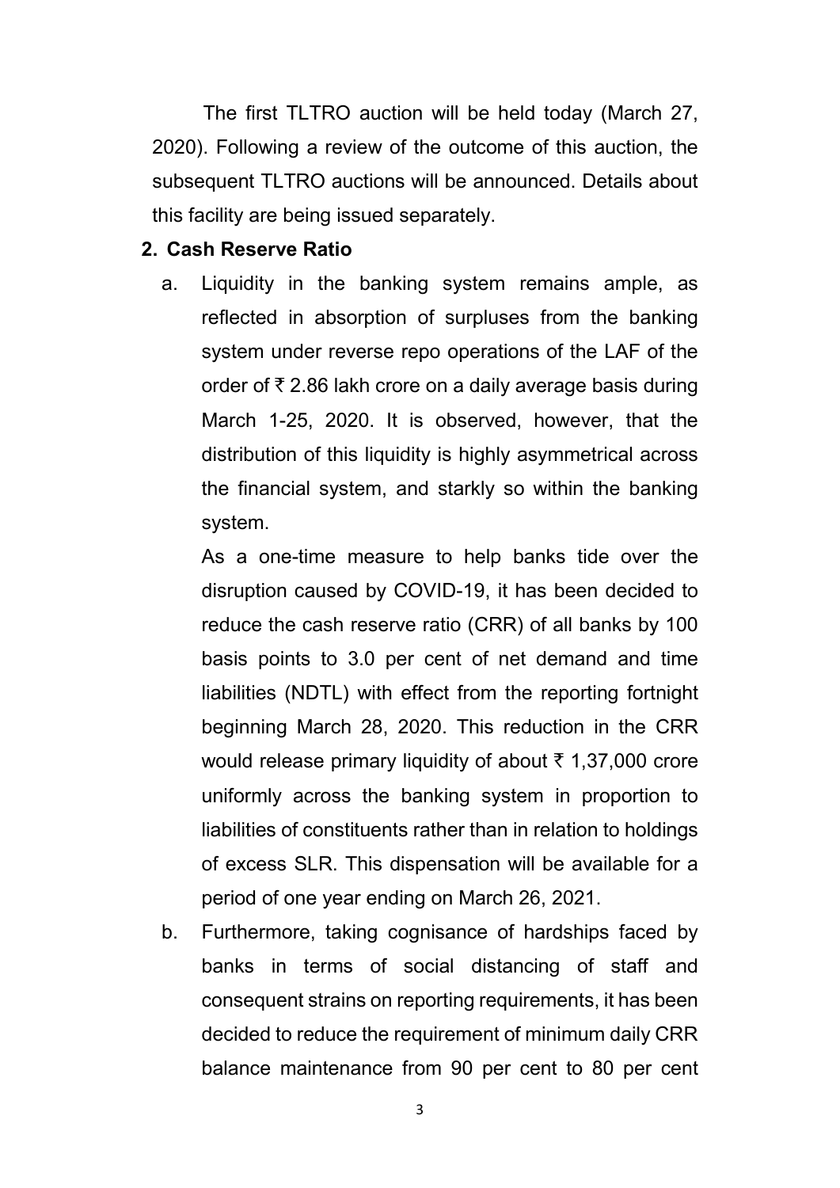The first TLTRO auction will be held today (March 27, 2020). Following a review of the outcome of this auction, the subsequent TLTRO auctions will be announced. Details about this facility are being issued separately.

**2. Cash Reserve Ratio**

a. Liquidity in the banking system remains ample, as reflected in absorption of surpluses from the banking system under reverse repo operations of the LAF of the order of ₹ 2.86 lakh crore on a daily average basis during March 1-25, 2020. It is observed, however, that the distribution of this liquidity is highly asymmetrical across the financial system, and starkly so within the banking system.

   As a one-time measure to help banks tide over the disruption caused by COVID-19, it has been decided to reduce the cash reserve ratio (CRR) of all banks by 100 basis points to 3.0 per cent of net demand and time liabilities (NDTL) with effect from the reporting fortnight beginning March 28, 2020. This reduction in the CRR would release primary liquidity of about ₹ 1,37,000 crore uniformly across the banking system in proportion to liabilities of constituents rather than in relation to holdings of excess SLR. This dispensation will be available for a period of one year ending on March 26, 2021.

b. Furthermore, taking cognisance of hardships faced by banks in terms of social distancing of staff and consequent strains on reporting requirements, it has been decided to reduce the requirement of minimum daily CRR balance maintenance from 90 per cent to 80 per cent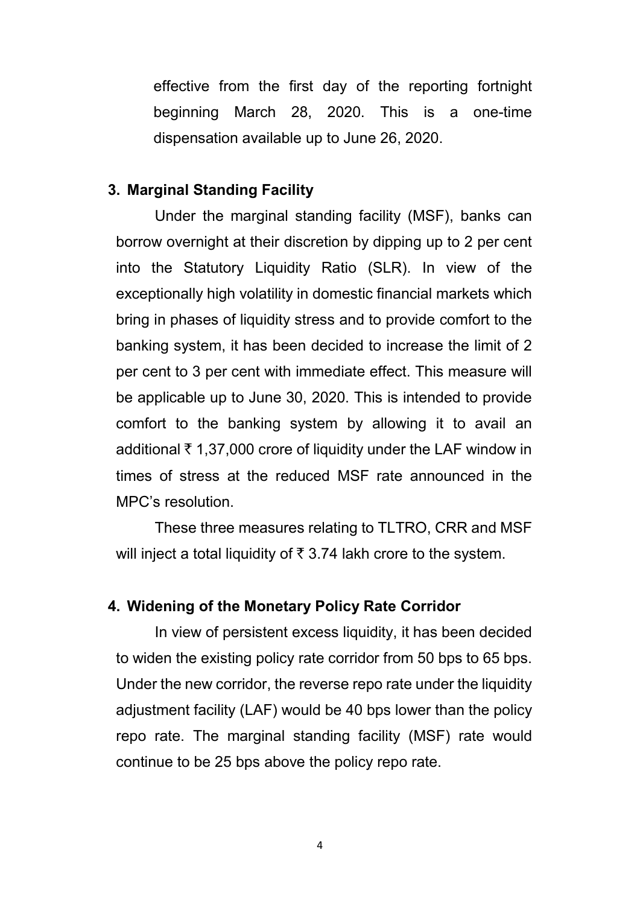effective from the first day of the reporting fortnight beginning March 28, 2020. This is a one-time dispensation available up to June 26, 2020.

### 3. Marginal Standing Facility

Under the marginal standing facility (MSF), banks can borrow overnight at their discretion by dipping up to 2 per cent into the Statutory Liquidity Ratio (SLR). In view of the exceptionally high volatility in domestic financial markets which bring in phases of liquidity stress and to provide comfort to the banking system, it has been decided to increase the limit of 2 per cent to 3 per cent with immediate effect. This measure will be applicable up to June 30, 2020. This is intended to provide comfort to the banking system by allowing it to avail an additional ₹ 1,37,000 crore of liquidity under the LAF window in times of stress at the reduced MSF rate announced in the MPC's resolution.

These three measures relating to TLTRO, CRR and MSF will inject a total liquidity of ₹ 3.74 lakh crore to the system.

### 4. Widening of the Monetary Policy Rate Corridor

In view of persistent excess liquidity, it has been decided to widen the existing policy rate corridor from 50 bps to 65 bps. Under the new corridor, the reverse repo rate under the liquidity adjustment facility (LAF) would be 40 bps lower than the policy repo rate. The marginal standing facility (MSF) rate would continue to be 25 bps above the policy repo rate.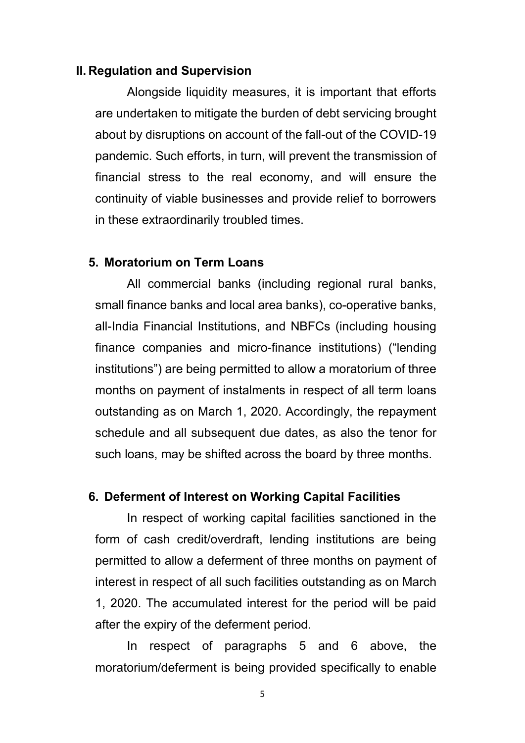## II. Regulation and Supervision

Alongside liquidity measures, it is important that efforts are undertaken to mitigate the burden of debt servicing brought about by disruptions on account of the fall-out of the COVID-19 pandemic. Such efforts, in turn, will prevent the transmission of financial stress to the real economy, and will ensure the continuity of viable businesses and provide relief to borrowers in these extraordinarily troubled times.

### 5. Moratorium on Term Loans

All commercial banks (including regional rural banks, small finance banks and local area banks), co-operative banks, all-India Financial Institutions, and NBFCs (including housing finance companies and micro-finance institutions) ("lending institutions") are being permitted to allow a moratorium of three months on payment of instalments in respect of all term loans outstanding as on March 1, 2020. Accordingly, the repayment schedule and all subsequent due dates, as also the tenor for such loans, may be shifted across the board by three months.

### 6. Deferment of Interest on Working Capital Facilities

In respect of working capital facilities sanctioned in the form of cash credit/overdraft, lending institutions are being permitted to allow a deferment of three months on payment of interest in respect of all such facilities outstanding as on March 1, 2020. The accumulated interest for the period will be paid after the expiry of the deferment period.

In respect of paragraphs 5 and 6 above, the moratorium/deferment is being provided specifically to enable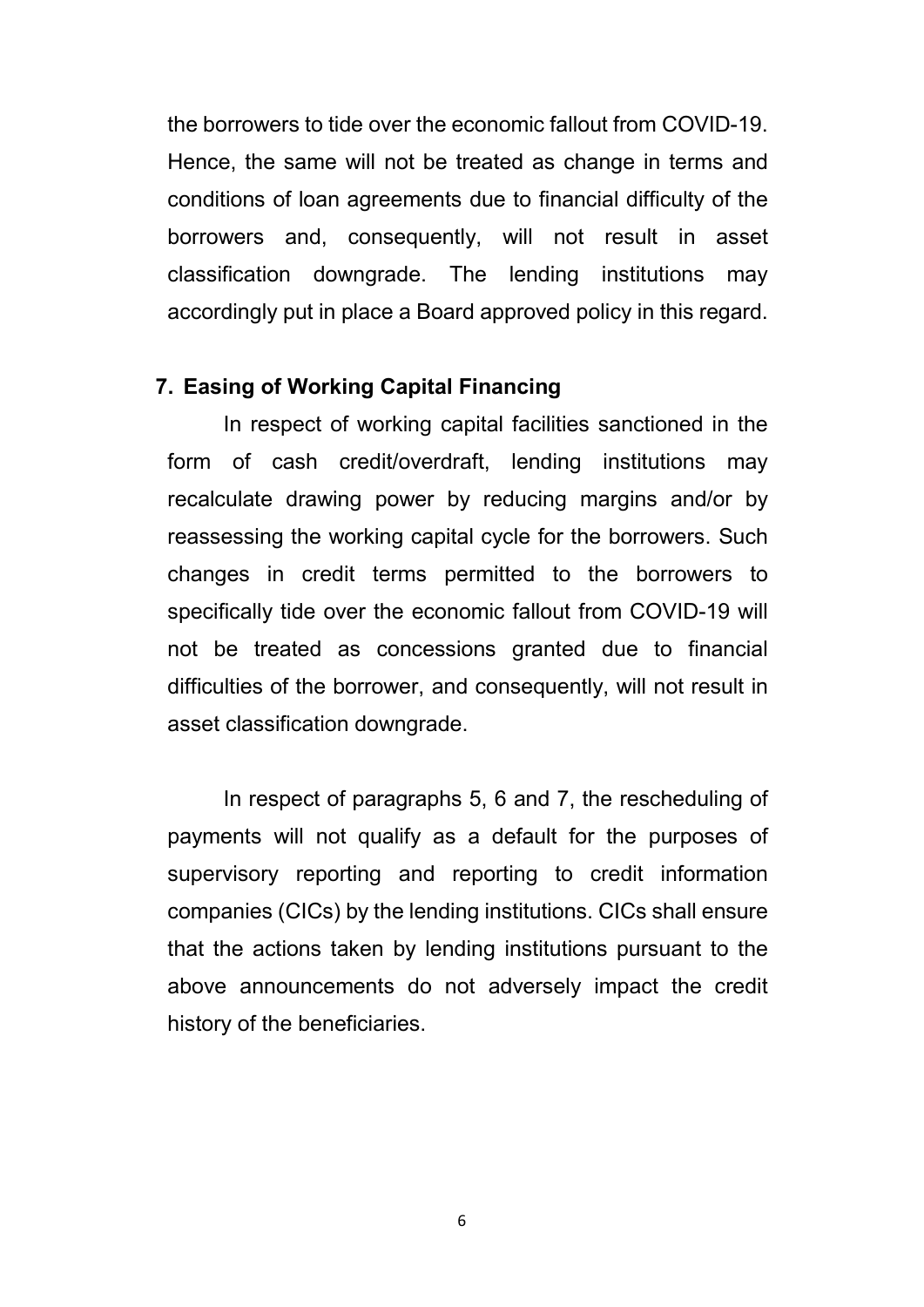the borrowers to tide over the economic fallout from COVID-19. Hence, the same will not be treated as change in terms and conditions of loan agreements due to financial difficulty of the borrowers and, consequently, will not result in asset classification downgrade. The lending institutions may accordingly put in place a Board approved policy in this regard.

**7. Easing of Working Capital Financing**

In respect of working capital facilities sanctioned in the form of cash credit/overdraft, lending institutions may recalculate drawing power by reducing margins and/or by reassessing the working capital cycle for the borrowers. Such changes in credit terms permitted to the borrowers to specifically tide over the economic fallout from COVID-19 will not be treated as concessions granted due to financial difficulties of the borrower, and consequently, will not result in asset classification downgrade.

In respect of paragraphs 5, 6 and 7, the rescheduling of payments will not qualify as a default for the purposes of supervisory reporting and reporting to credit information companies (CICs) by the lending institutions. CICs shall ensure that the actions taken by lending institutions pursuant to the above announcements do not adversely impact the credit history of the beneficiaries.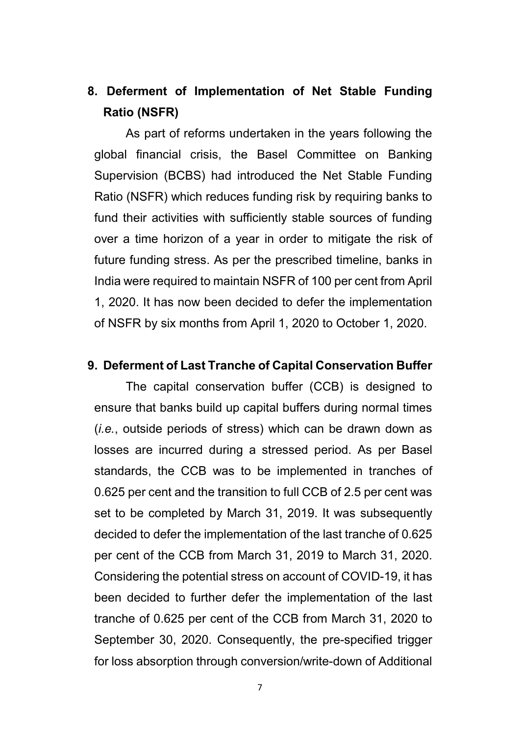## 8. Deferment of Implementation of Net Stable Funding Ratio (NSFR)

As part of reforms undertaken in the years following the global financial crisis, the Basel Committee on Banking Supervision (BCBS) had introduced the Net Stable Funding Ratio (NSFR) which reduces funding risk by requiring banks to fund their activities with sufficiently stable sources of funding over a time horizon of a year in order to mitigate the risk of future funding stress. As per the prescribed timeline, banks in India were required to maintain NSFR of 100 per cent from April 1, 2020. It has now been decided to defer the implementation of NSFR by six months from April 1, 2020 to October 1, 2020.

## 9. Deferment of Last Tranche of Capital Conservation Buffer

The capital conservation buffer (CCB) is designed to ensure that banks build up capital buffers during normal times (*i.e.*, outside periods of stress) which can be drawn down as losses are incurred during a stressed period. As per Basel standards, the CCB was to be implemented in tranches of 0.625 per cent and the transition to full CCB of 2.5 per cent was set to be completed by March 31, 2019. It was subsequently decided to defer the implementation of the last tranche of 0.625 per cent of the CCB from March 31, 2019 to March 31, 2020. Considering the potential stress on account of COVID-19, it has been decided to further defer the implementation of the last tranche of 0.625 per cent of the CCB from March 31, 2020 to September 30, 2020. Consequently, the pre-specified trigger for loss absorption through conversion/write-down of Additional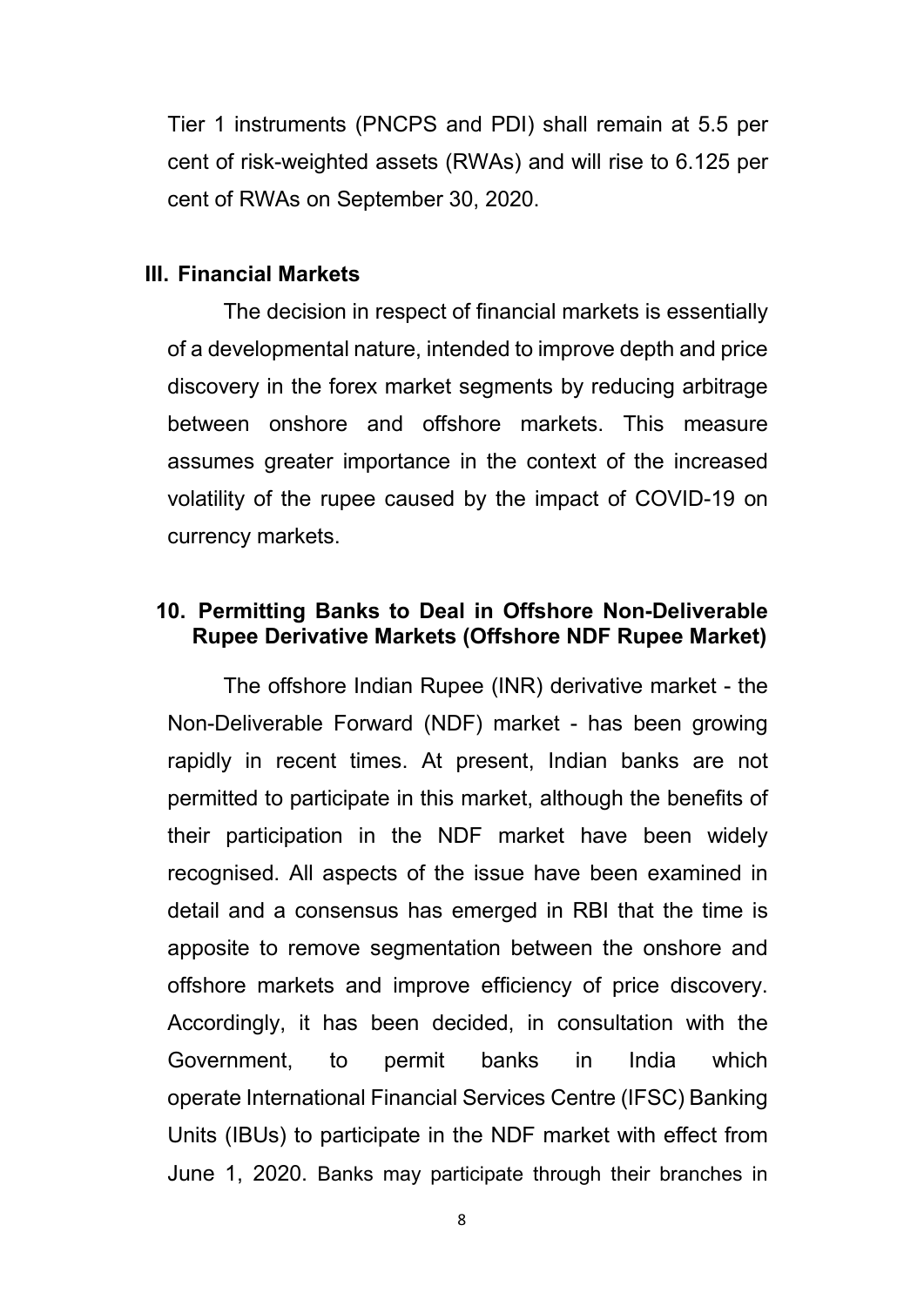Tier 1 instruments (PNCPS and PDI) shall remain at 5.5 per cent of risk-weighted assets (RWAs) and will rise to 6.125 per cent of RWAs on September 30, 2020.

## III. Financial Markets

The decision in respect of financial markets is essentially of a developmental nature, intended to improve depth and price discovery in the forex market segments by reducing arbitrage between onshore and offshore markets. This measure assumes greater importance in the context of the increased volatility of the rupee caused by the impact of COVID-19 on currency markets.

### 10. Permitting Banks to Deal in Offshore Non-Deliverable Rupee Derivative Markets (Offshore NDF Rupee Market)

The offshore Indian Rupee (INR) derivative market - the Non-Deliverable Forward (NDF) market - has been growing rapidly in recent times. At present, Indian banks are not permitted to participate in this market, although the benefits of their participation in the NDF market have been widely recognised. All aspects of the issue have been examined in detail and a consensus has emerged in RBI that the time is apposite to remove segmentation between the onshore and offshore markets and improve efficiency of price discovery. Accordingly, it has been decided, in consultation with the Government, to permit banks in India which operate International Financial Services Centre (IFSC) Banking Units (IBUs) to participate in the NDF market with effect from June 1, 2020. Banks may participate through their branches in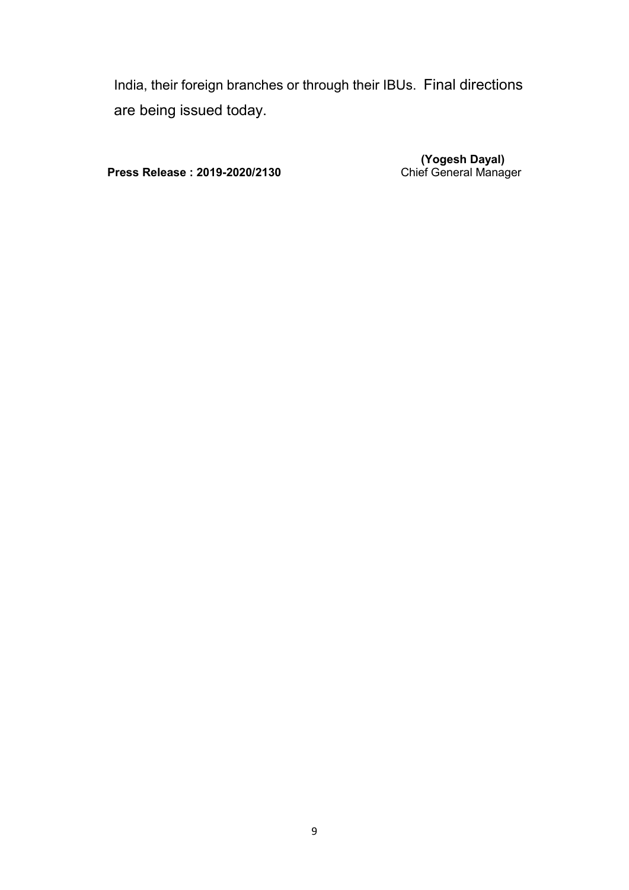India, their foreign branches or through their IBUs. Final directions are being issued today.

**Press Release : 2019-2020/2130**

**(Yogesh Dayal)**
Chief General Manager